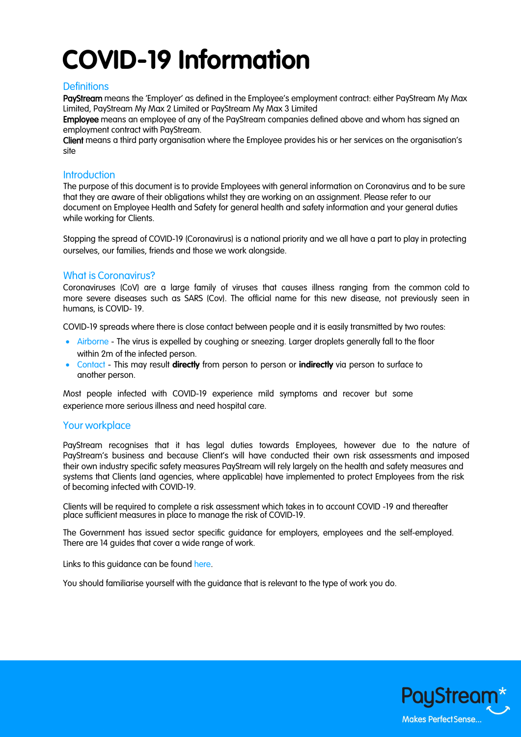# COVID-19 Information

## Definitions

**PayStream** means the 'Employer' as defined in the Employee's employment contract: either PayStream My Max Limited, PayStream My Max 2 Limited or PayStream My Max 3 Limited

**Employee** means an employee of any of the PayStream companies defined above and whom has signed an employment contract with PayStream.

**Client** means a third party organisation where the Employee provides his or her services on the organisation's site

## Introduction

The purpose of this document is to provide Employees with general information on Coronavirus and to be sure that they are aware of their obligations whilst they are working on an assignment. Please refer to our document on Employee Health and Safety for general health and safety information and your general duties while working for Clients.

Stopping the spread of COVID-19 (Coronavirus) is a national priority and we all have a part to play in protecting ourselves, our families, friends and those we work alongside.

## What is Coronavirus?

Coronaviruses (CoV) are a large family of viruses that causes illness ranging from the common cold to more severe diseases such as SARS (Cov). The official name for this new disease, not previously seen in humans, is COVID- 19.

COVID-19 spreads where there is close contact between people and it is easily transmitted by two routes:

- Airborne - The virus is expelled by coughing or sneezing. Larger droplets generally fall to the floor within 2m of the infected person.
- Contact - This may result **directly** from person to person or **indirectly** via person to surface to another person.

Most people infected with COVID-19 experience mild symptoms and recover but some experience more serious illness and need hospital care.

## Your workplace

PayStream recognises that it has legal duties towards Employees, however due to the nature of PayStream's business and because Client's will have conducted their own risk assessments and imposed their own industry specific safety measures PayStream will rely largely on the health and safety measures and systems that Clients (and agencies, where applicable) have implemented to protect Employees from the risk of becoming infected with COVID-19.

Clients will be required to complete a risk assessment which takes in to account COVID -19 and thereafter place sufficient measures in place to manage the risk of COVID-19.

The Government has issued sector specific guidance for employers, employees and the self-employed. There are 14 guides that cover a wide range of work.

Links to this guidance can be found here.

You should familiarise yourself with the guidance that is relevant to the type of work you do.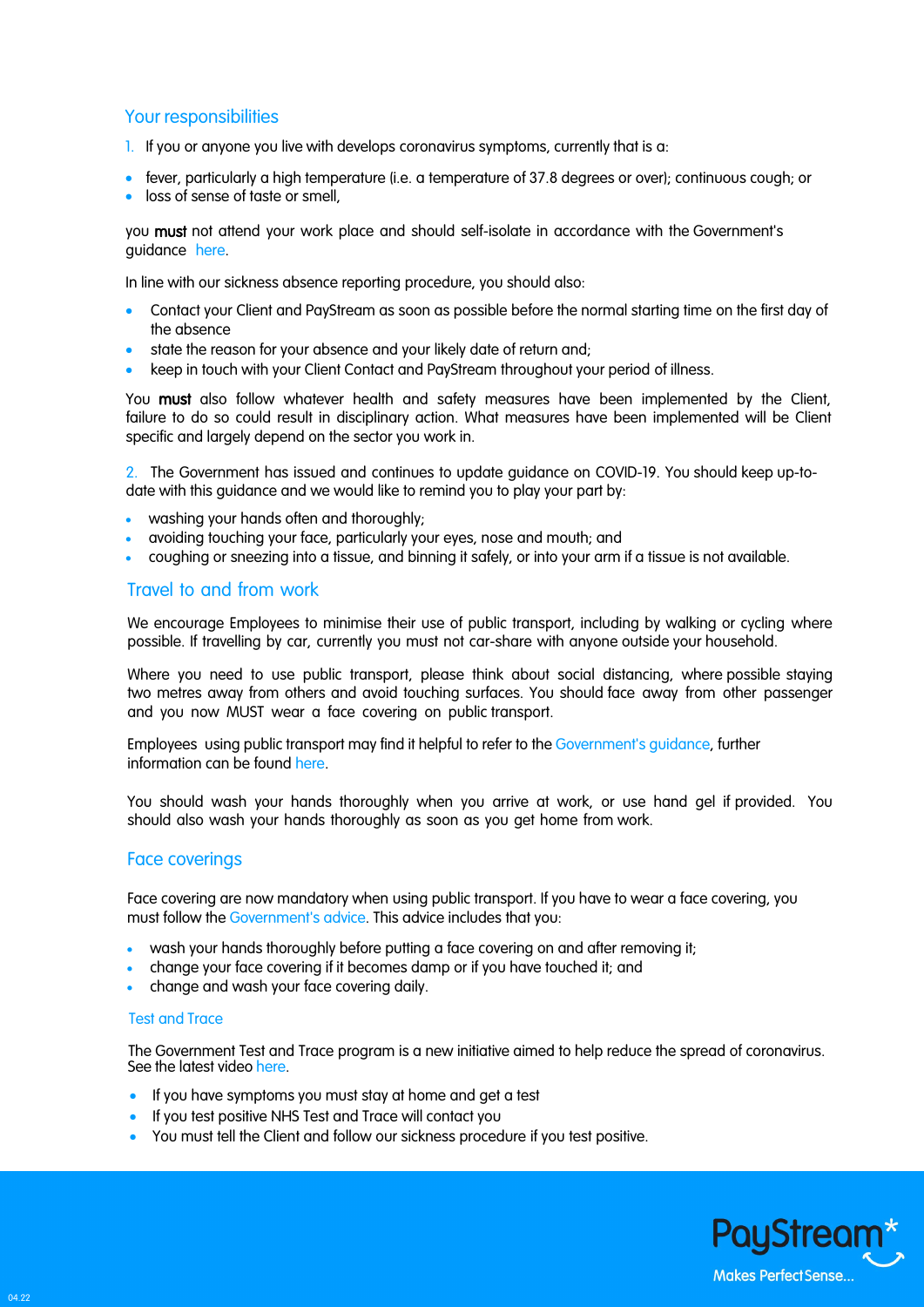## Your responsibilities

1. If you or anyone you live with develops coronavirus symptoms, currently that is a:

- fever, particularly a high temperature (i.e. a temperature of 37.8 degrees or over); continuous cough; or
- loss of sense of taste or smell,

you **must** not attend your work place and should self-isolate in accordance with the Government's guidance here.

In line with our sickness absence reporting procedure, you should also:

- Contact your Client and PayStream as soon as possible before the normal starting time on the first day of the absence
- state the reason for your absence and your likely date of return and;
- keep in touch with your Client Contact and PayStream throughout your period of illness.

You **must** also follow whatever health and safety measures have been implemented by the Client, failure to do so could result in disciplinary action. What measures have been implemented will be Client specific and largely depend on the sector you work in.

2. The Government has issued and continues to update guidance on COVID-19. You should keep up-to-date with this guidance and we would like to remind you to play your part by:

- washing your hands often and thoroughly;
- avoiding touching your face, particularly your eyes, nose and mouth; and
- coughing or sneezing into a tissue, and binning it safely, or into your arm if a tissue is not available.

## Travel to and from work

We encourage Employees to minimise their use of public transport, including by walking or cycling where possible. If travelling by car, currently you must not car-share with anyone outside your household.

Where you need to use public transport, please think about social distancing, where possible staying two metres away from others and avoid touching surfaces. You should face away from other passenger and you now MUST wear a face covering on public transport.

Employees using public transport may find it helpful to refer to the Government's guidance, further information can be found here.

You should wash your hands thoroughly when you arrive at work, or use hand gel if provided. You should also wash your hands thoroughly as soon as you get home from work.

## Face coverings

Face covering are now mandatory when using public transport. If you have to wear a face covering, you must follow the Government's advice. This advice includes that you:

- wash your hands thoroughly before putting a face covering on and after removing it;
- change your face covering if it becomes damp or if you have touched it; and
- change and wash your face covering daily.

### Test and Trace

The Government Test and Trace program is a new initiative aimed to help reduce the spread of coronavirus. See the latest video here.

- If you have symptoms you must stay at home and get a test
- If you test positive NHS Test and Trace will contact you
- You must tell the Client and follow our sickness procedure if you test positive.

PayStream*
Makes Perfect Sense...